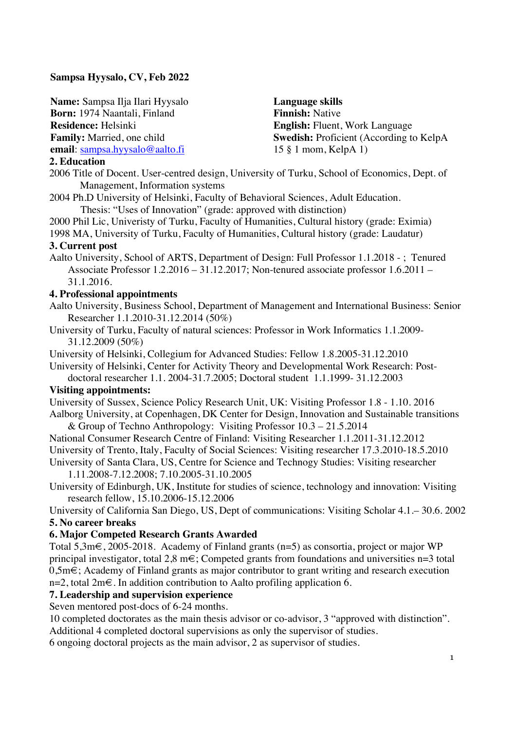**Sampsa Hyysalo, CV, Feb 2022**

**Name:** Sampsa Ilja Ilari Hyysalo
**Born:** 1974 Naantali, Finland
**Residence:** Helsinki
**Family:** Married, one child
**email**: sampsa.hyysalo@aalto.fi

**Language skills**
**Finnish:** Native
**English:** Fluent, Work Language
**Swedish:** Proficient (According to KelpA 15 § 1 mom, KelpA 1)

**2. Education**

2006 Title of Docent. User-centred design, University of Turku, School of Economics, Dept. of Management, Information systems

2004 Ph.D University of Helsinki, Faculty of Behavioral Sciences, Adult Education. Thesis: "Uses of Innovation" (grade: approved with distinction)

2000 Phil Lic, Univeristy of Turku, Faculty of Humanities, Cultural history (grade: Eximia)

1998 MA, University of Turku, Faculty of Humanities, Cultural history (grade: Laudatur)

**3. Current post**

Aalto University, School of ARTS, Department of Design: Full Professor 1.1.2018 - ; Tenured Associate Professor 1.2.2016 – 31.12.2017; Non-tenured associate professor 1.6.2011 – 31.1.2016.

**4. Professional appointments**

Aalto University, Business School, Department of Management and International Business: Senior Researcher 1.1.2010-31.12.2014 (50%)

University of Turku, Faculty of natural sciences: Professor in Work Informatics 1.1.2009-31.12.2009 (50%)

University of Helsinki, Collegium for Advanced Studies: Fellow 1.8.2005-31.12.2010

University of Helsinki, Center for Activity Theory and Developmental Work Research: Post-doctoral researcher 1.1. 2004-31.7.2005; Doctoral student 1.1.1999- 31.12.2003

**Visiting appointments:**

University of Sussex, Science Policy Research Unit, UK: Visiting Professor 1.8 - 1.10. 2016

Aalborg University, at Copenhagen, DK Center for Design, Innovation and Sustainable transitions & Group of Techno Anthropology: Visiting Professor 10.3 – 21.5.2014

National Consumer Research Centre of Finland: Visiting Researcher 1.1.2011-31.12.2012

University of Trento, Italy, Faculty of Social Sciences: Visiting researcher 17.3.2010-18.5.2010

University of Santa Clara, US, Centre for Science and Technogy Studies: Visiting researcher 1.11.2008-7.12.2008; 7.10.2005-31.10.2005

University of Edinburgh, UK, Institute for studies of science, technology and innovation: Visiting research fellow, 15.10.2006-15.12.2006

University of California San Diego, US, Dept of communications: Visiting Scholar 4.1.– 30.6. 2002

**5. No career breaks**

**6. Major Competed Research Grants Awarded**

Total 5,3m€, 2005-2018. Academy of Finland grants (n=5) as consortia, project or major WP principal investigator, total 2,8 m€; Competed grants from foundations and universities n=3 total 0,5m€; Academy of Finland grants as major contributor to grant writing and research execution n=2, total 2m€. In addition contribution to Aalto profiling application 6.

**7. Leadership and supervision experience**

Seven mentored post-docs of 6-24 months.

10 completed doctorates as the main thesis advisor or co-advisor, 3 "approved with distinction".

Additional 4 completed doctoral supervisions as only the supervisor of studies.

6 ongoing doctoral projects as the main advisor, 2 as supervisor of studies.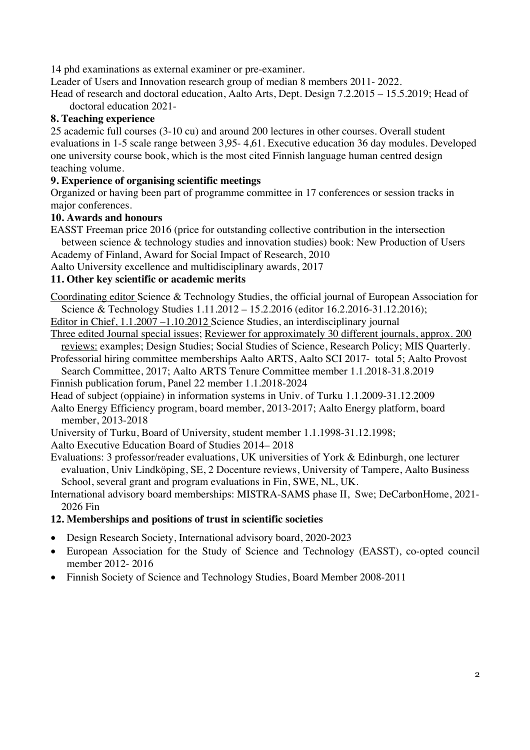14 phd examinations as external examiner or pre-examiner.

Leader of Users and Innovation research group of median 8 members 2011- 2022.

Head of research and doctoral education, Aalto Arts, Dept. Design 7.2.2015 – 15.5.2019; Head of doctoral education 2021-

**8. Teaching experience**

25 academic full courses (3-10 cu) and around 200 lectures in other courses. Overall student evaluations in 1-5 scale range between 3,95- 4,61. Executive education 36 day modules. Developed one university course book, which is the most cited Finnish language human centred design teaching volume.

**9. Experience of organising scientific meetings**

Organized or having been part of programme committee in 17 conferences or session tracks in major conferences.

**10. Awards and honours**

EASST Freeman price 2016 (price for outstanding collective contribution in the intersection between science & technology studies and innovation studies) book: New Production of Users

Academy of Finland, Award for Social Impact of Research, 2010

Aalto University excellence and multidisciplinary awards, 2017

**11. Other key scientific or academic merits**

Coordinating editor Science & Technology Studies, the official journal of European Association for Science & Technology Studies 1.11.2012 – 15.2.2016 (editor 16.2.2016-31.12.2016);

Editor in Chief, 1.1.2007 –1.10.2012 Science Studies, an interdisciplinary journal

Three edited Journal special issues; Reviewer for approximately 30 different journals, approx. 200 reviews: examples; Design Studies; Social Studies of Science, Research Policy; MIS Quarterly.

Professorial hiring committee memberships Aalto ARTS, Aalto SCI 2017- total 5; Aalto Provost Search Committee, 2017; Aalto ARTS Tenure Committee member 1.1.2018-31.8.2019

Finnish publication forum, Panel 22 member 1.1.2018-2024

Head of subject (oppiaine) in information systems in Univ. of Turku 1.1.2009-31.12.2009

Aalto Energy Efficiency program, board member, 2013-2017; Aalto Energy platform, board member, 2013-2018

University of Turku, Board of University, student member 1.1.1998-31.12.1998;

Aalto Executive Education Board of Studies 2014– 2018

Evaluations: 3 professor/reader evaluations, UK universities of York & Edinburgh, one lecturer evaluation, Univ Lindköping, SE, 2 Docenture reviews, University of Tampere, Aalto Business School, several grant and program evaluations in Fin, SWE, NL, UK.

International advisory board memberships: MISTRA-SAMS phase II, Swe; DeCarbonHome, 2021-2026 Fin

**12. Memberships and positions of trust in scientific societies**

- Design Research Society, International advisory board, 2020-2023
- European Association for the Study of Science and Technology (EASST), co-opted council member 2012- 2016
- Finnish Society of Science and Technology Studies, Board Member 2008-2011